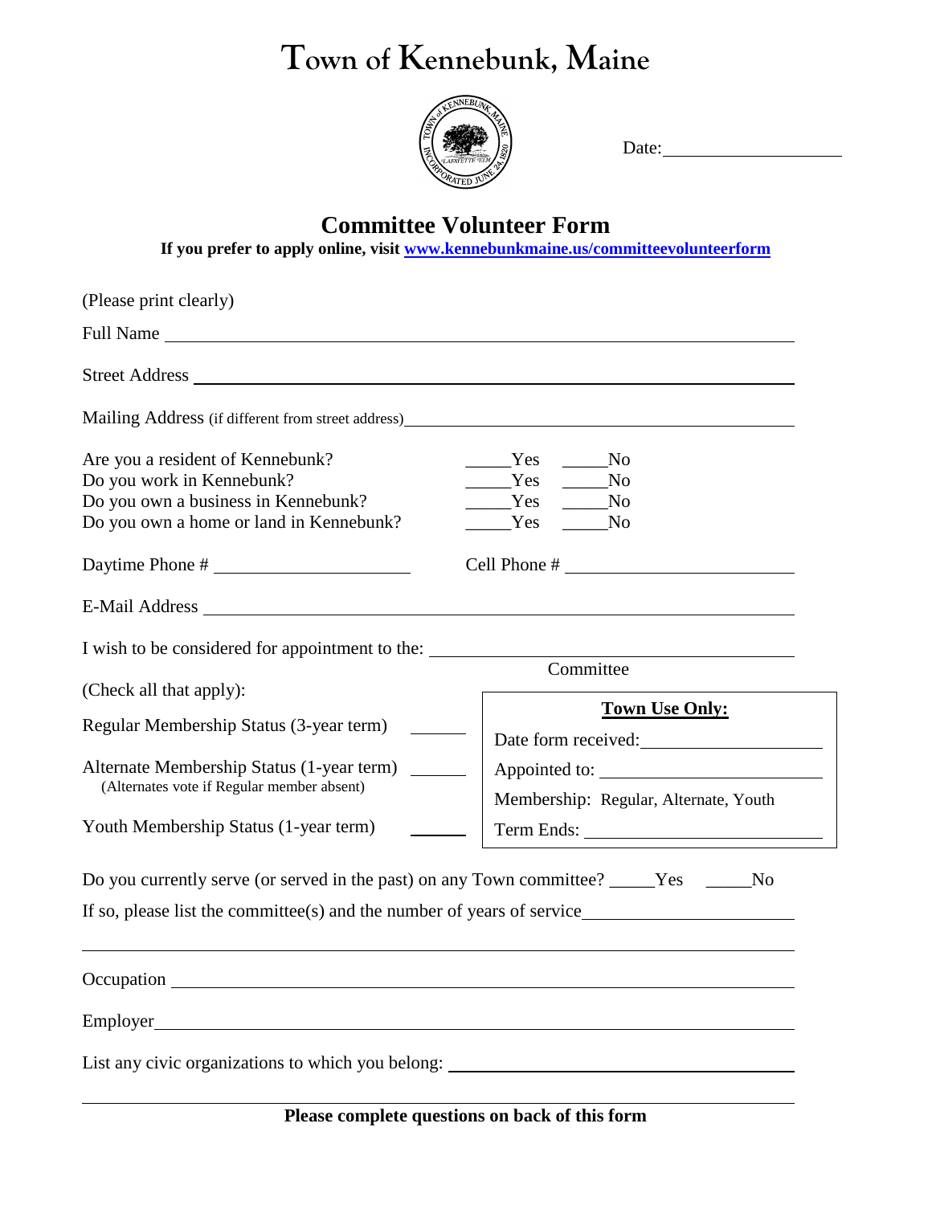# Town of Kennebunk, Maine

Date: ____________________

## Committee Volunteer Form

**If you prefer to apply online, visit [www.kennebunkmaine.us/committeevolunteerform](www.kennebunkmaine.us/committeevolunteerform)**

(Please print clearly)

Full Name ________________________________________________________________

Street Address ____________________________________________________________

Mailing Address (if different from street address) ______________________________________

| | | |
|---|---|---|
| Are you a resident of Kennebunk? | _____Yes | _____No |
| Do you work in Kennebunk? | _____Yes | _____No |
| Do you own a business in Kennebunk? | _____Yes | _____No |
| Do you own a home or land in Kennebunk? | _____Yes | _____No |

Daytime Phone # ______________________ Cell Phone # __________________________

E-Mail Address ____________________________________________________________

I wish to be considered for appointment to the: ______________________________________
Committee

(Check all that apply):

Regular Membership Status (3-year term) ______

Alternate Membership Status (1-year term) ______
(Alternates vote if Regular member absent)

Youth Membership Status (1-year term) ______

**Town Use Only:**

Date form received: ____________________

Appointed to: ____________________

Membership: Regular, Alternate, Youth

Term Ends: ____________________

Do you currently serve (or served in the past) on any Town committee? _____Yes _____No

If so, please list the committee(s) and the number of years of service ______________________

______________________________________________________________________________

Occupation ________________________________________________________________

Employer __________________________________________________________________

List any civic organizations to which you belong: ______________________________________

______________________________________________________________________________

**Please complete questions on back of this form**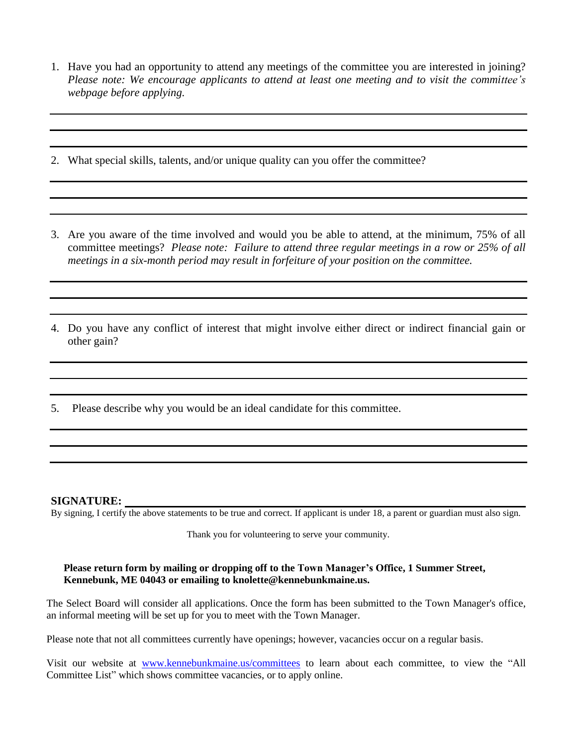1. Have you had an opportunity to attend any meetings of the committee you are interested in joining? *Please note: We encourage applicants to attend at least one meeting and to visit the committee's webpage before applying.*

2. What special skills, talents, and/or unique quality can you offer the committee?

3. Are you aware of the time involved and would you be able to attend, at the minimum, 75% of all committee meetings? *Please note: Failure to attend three regular meetings in a row or 25% of all meetings in a six-month period may result in forfeiture of your position on the committee.*

4. Do you have any conflict of interest that might involve either direct or indirect financial gain or other gain?

5. Please describe why you would be an ideal candidate for this committee.

**SIGNATURE:** ______________________________

By signing, I certify the above statements to be true and correct. If applicant is under 18, a parent or guardian must also sign.

Thank you for volunteering to serve your community.

**Please return form by mailing or dropping off to the Town Manager's Office, 1 Summer Street, Kennebunk, ME 04043 or emailing to knolette@kennebunkmaine.us.**

The Select Board will consider all applications. Once the form has been submitted to the Town Manager's office, an informal meeting will be set up for you to meet with the Town Manager.

Please note that not all committees currently have openings; however, vacancies occur on a regular basis.

Visit our website at www.kennebunkmaine.us/committees to learn about each committee, to view the "All Committee List" which shows committee vacancies, or to apply online.